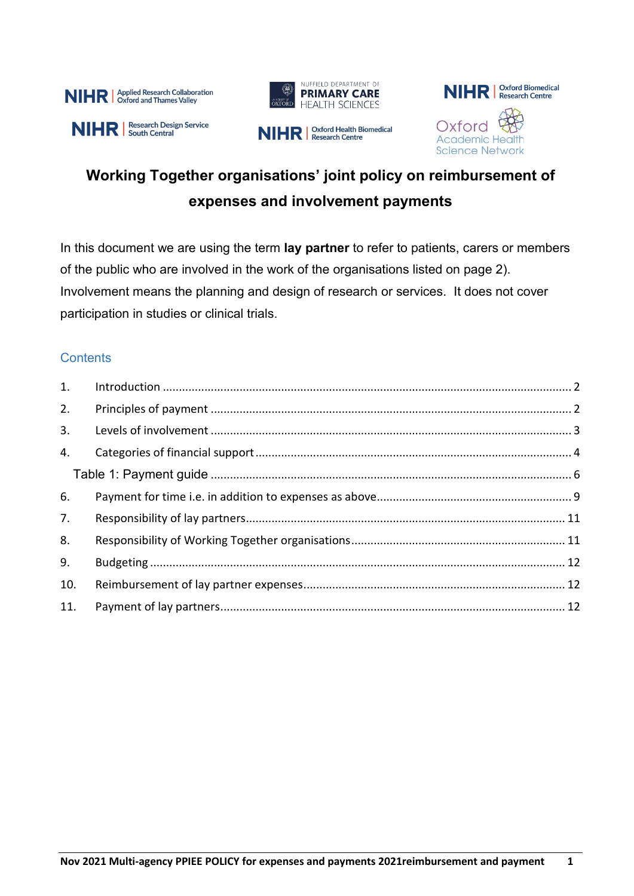# Working Together organisations' joint policy on reimbursement of expenses and involvement payments

In this document we are using the term **lay partner** to refer to patients, carers or members of the public who are involved in the work of the organisations listed on page 2). Involvement means the planning and design of research or services. It does not cover participation in studies or clinical trials.

## Contents

1. Introduction ..... 2
2. Principles of payment ..... 2
3. Levels of involvement ..... 3
4. Categories of financial support ..... 4
   Table 1: Payment guide ..... 6
6. Payment for time i.e. in addition to expenses as above ..... 9
7. Responsibility of lay partners ..... 11
8. Responsibility of Working Together organisations ..... 11
9. Budgeting ..... 12
10. Reimbursement of lay partner expenses ..... 12
11. Payment of lay partners ..... 12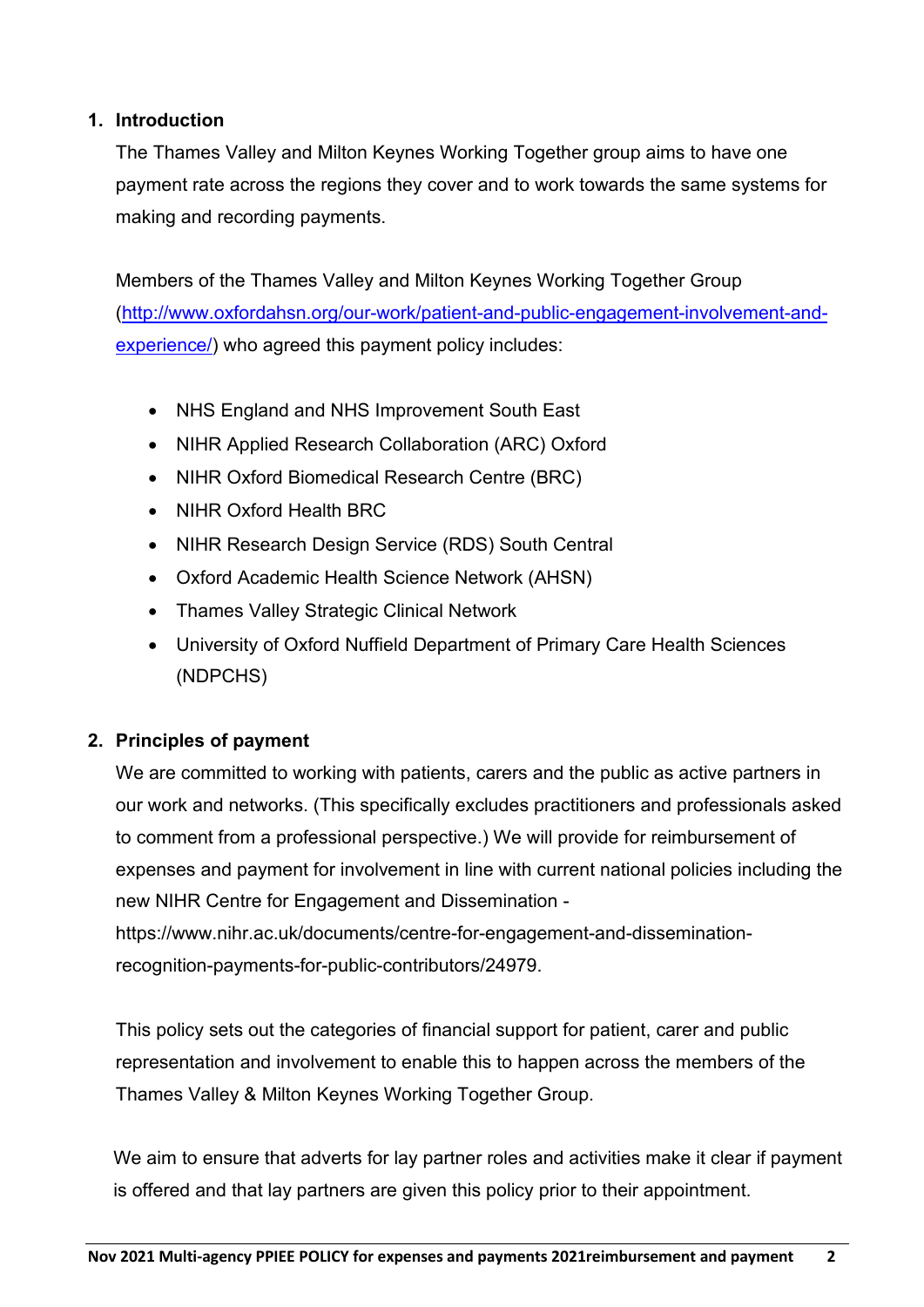## 1. Introduction

The Thames Valley and Milton Keynes Working Together group aims to have one payment rate across the regions they cover and to work towards the same systems for making and recording payments.

Members of the Thames Valley and Milton Keynes Working Together Group (http://www.oxfordahsn.org/our-work/patient-and-public-engagement-involvement-and-experience/) who agreed this payment policy includes:

- NHS England and NHS Improvement South East
- NIHR Applied Research Collaboration (ARC) Oxford
- NIHR Oxford Biomedical Research Centre (BRC)
- NIHR Oxford Health BRC
- NIHR Research Design Service (RDS) South Central
- Oxford Academic Health Science Network (AHSN)
- Thames Valley Strategic Clinical Network
- University of Oxford Nuffield Department of Primary Care Health Sciences (NDPCHS)

## 2. Principles of payment

We are committed to working with patients, carers and the public as active partners in our work and networks. (This specifically excludes practitioners and professionals asked to comment from a professional perspective.) We will provide for reimbursement of expenses and payment for involvement in line with current national policies including the new NIHR Centre for Engagement and Dissemination - https://www.nihr.ac.uk/documents/centre-for-engagement-and-dissemination-recognition-payments-for-public-contributors/24979.

This policy sets out the categories of financial support for patient, carer and public representation and involvement to enable this to happen across the members of the Thames Valley & Milton Keynes Working Together Group.

We aim to ensure that adverts for lay partner roles and activities make it clear if payment is offered and that lay partners are given this policy prior to their appointment.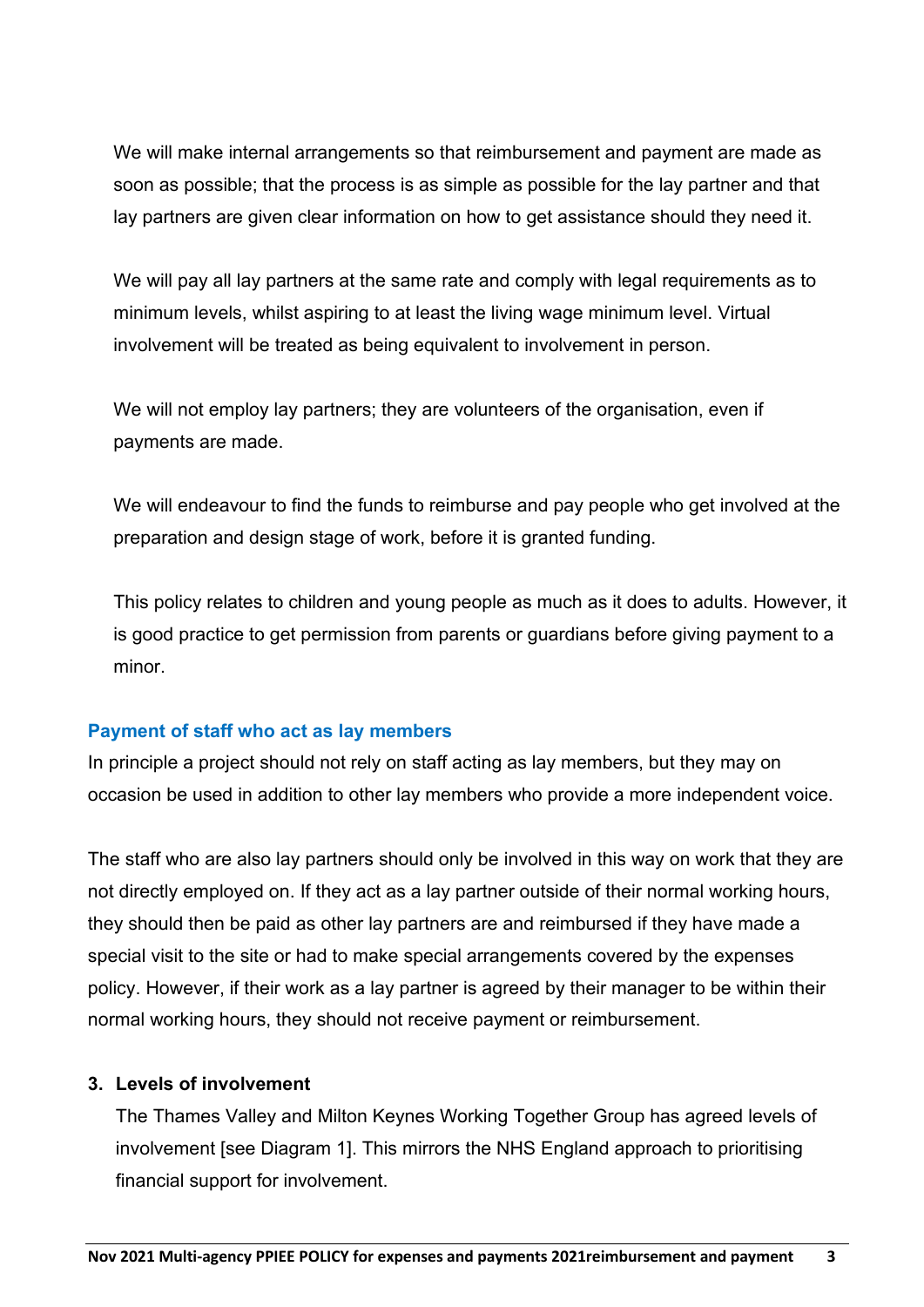We will make internal arrangements so that reimbursement and payment are made as soon as possible; that the process is as simple as possible for the lay partner and that lay partners are given clear information on how to get assistance should they need it.

We will pay all lay partners at the same rate and comply with legal requirements as to minimum levels, whilst aspiring to at least the living wage minimum level. Virtual involvement will be treated as being equivalent to involvement in person.

We will not employ lay partners; they are volunteers of the organisation, even if payments are made.

We will endeavour to find the funds to reimburse and pay people who get involved at the preparation and design stage of work, before it is granted funding.

This policy relates to children and young people as much as it does to adults. However, it is good practice to get permission from parents or guardians before giving payment to a minor.

### Payment of staff who act as lay members

In principle a project should not rely on staff acting as lay members, but they may on occasion be used in addition to other lay members who provide a more independent voice.

The staff who are also lay partners should only be involved in this way on work that they are not directly employed on. If they act as a lay partner outside of their normal working hours, they should then be paid as other lay partners are and reimbursed if they have made a special visit to the site or had to make special arrangements covered by the expenses policy. However, if their work as a lay partner is agreed by their manager to be within their normal working hours, they should not receive payment or reimbursement.

## 3. Levels of involvement

The Thames Valley and Milton Keynes Working Together Group has agreed levels of involvement [see Diagram 1]. This mirrors the NHS England approach to prioritising financial support for involvement.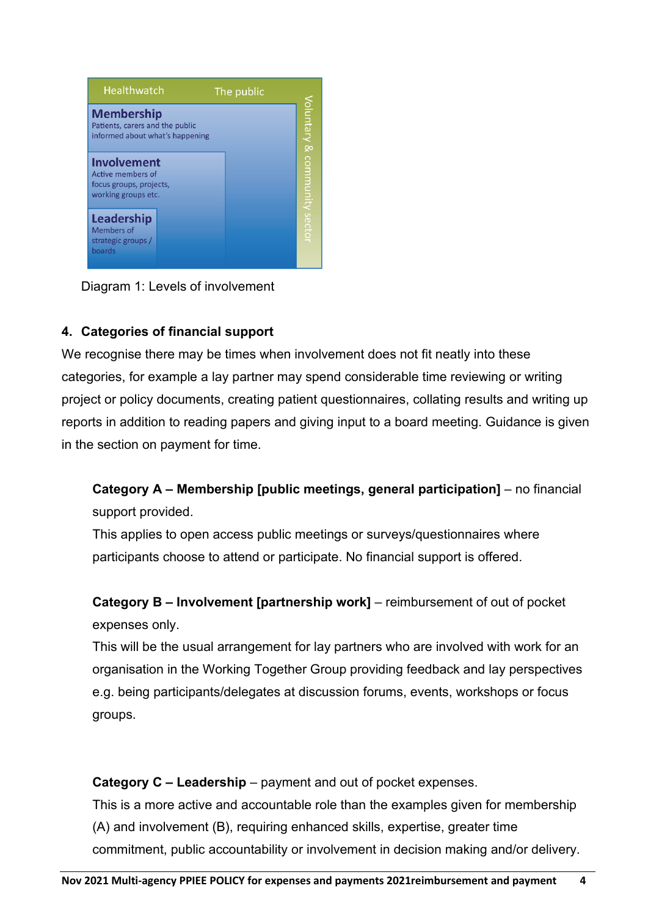Healthwatch

The public

Voluntary & community sector

**Membership**
Patients, carers and the public informed about what's happening

**Involvement**
Active members of focus groups, projects, working groups etc.

**Leadership**
Members of strategic groups / boards

Diagram 1: Levels of involvement

## 4. Categories of financial support

We recognise there may be times when involvement does not fit neatly into these categories, for example a lay partner may spend considerable time reviewing or writing project or policy documents, creating patient questionnaires, collating results and writing up reports in addition to reading papers and giving input to a board meeting. Guidance is given in the section on payment for time.

**Category A – Membership [public meetings, general participation]** – no financial support provided.
This applies to open access public meetings or surveys/questionnaires where participants choose to attend or participate. No financial support is offered.

**Category B – Involvement [partnership work]** – reimbursement of out of pocket expenses only.
This will be the usual arrangement for lay partners who are involved with work for an organisation in the Working Together Group providing feedback and lay perspectives e.g. being participants/delegates at discussion forums, events, workshops or focus groups.

**Category C – Leadership** – payment and out of pocket expenses.
This is a more active and accountable role than the examples given for membership (A) and involvement (B), requiring enhanced skills, expertise, greater time commitment, public accountability or involvement in decision making and/or delivery.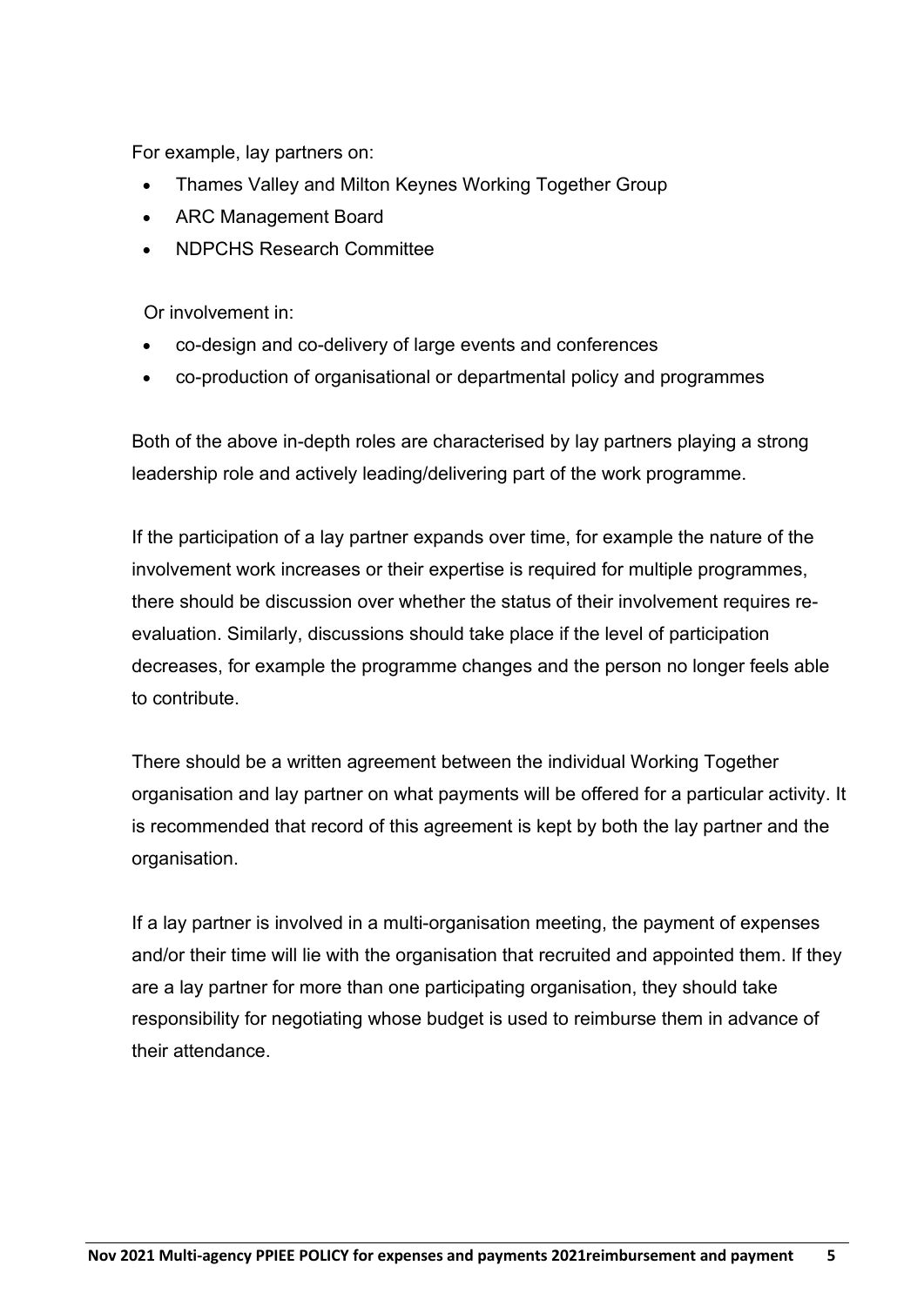For example, lay partners on:

- Thames Valley and Milton Keynes Working Together Group
- ARC Management Board
- NDPCHS Research Committee

Or involvement in:

- co-design and co-delivery of large events and conferences
- co-production of organisational or departmental policy and programmes

Both of the above in-depth roles are characterised by lay partners playing a strong leadership role and actively leading/delivering part of the work programme.

If the participation of a lay partner expands over time, for example the nature of the involvement work increases or their expertise is required for multiple programmes, there should be discussion over whether the status of their involvement requires re-evaluation. Similarly, discussions should take place if the level of participation decreases, for example the programme changes and the person no longer feels able to contribute.

There should be a written agreement between the individual Working Together organisation and lay partner on what payments will be offered for a particular activity. It is recommended that record of this agreement is kept by both the lay partner and the organisation.

If a lay partner is involved in a multi-organisation meeting, the payment of expenses and/or their time will lie with the organisation that recruited and appointed them. If they are a lay partner for more than one participating organisation, they should take responsibility for negotiating whose budget is used to reimburse them in advance of their attendance.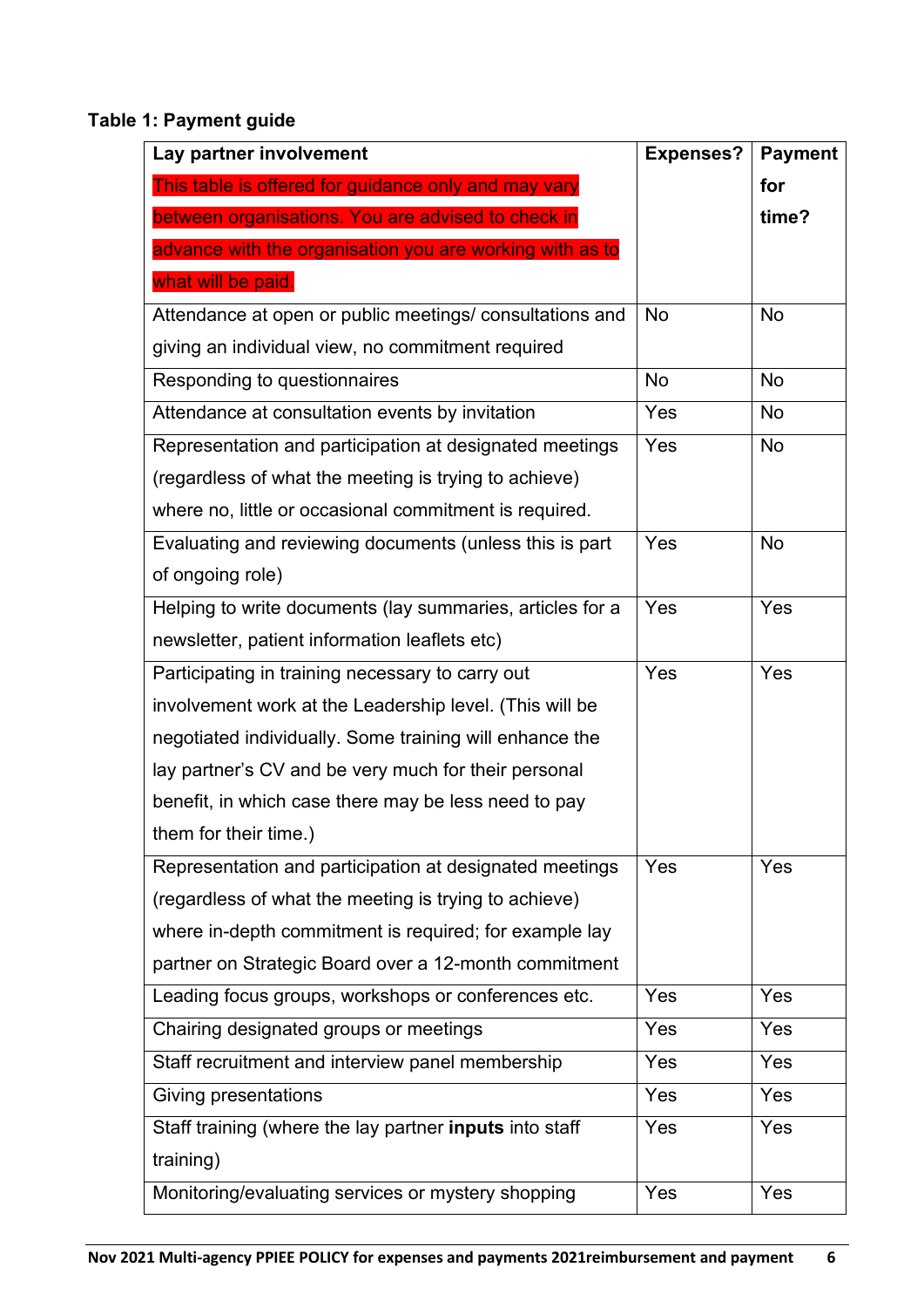**Table 1: Payment guide**

| Lay partner involvement<br>This table is offered for guidance only and may vary between organisations. You are advised to check in advance with the organisation you are working with as to what will be paid. | Expenses? | Payment for time? |
|---|---|---|
| Attendance at open or public meetings/ consultations and giving an individual view, no commitment required | No | No |
| Responding to questionnaires | No | No |
| Attendance at consultation events by invitation | Yes | No |
| Representation and participation at designated meetings (regardless of what the meeting is trying to achieve) where no, little or occasional commitment is required. | Yes | No |
| Evaluating and reviewing documents (unless this is part of ongoing role) | Yes | No |
| Helping to write documents (lay summaries, articles for a newsletter, patient information leaflets etc) | Yes | Yes |
| Participating in training necessary to carry out involvement work at the Leadership level. (This will be negotiated individually. Some training will enhance the lay partner's CV and be very much for their personal benefit, in which case there may be less need to pay them for their time.) | Yes | Yes |
| Representation and participation at designated meetings (regardless of what the meeting is trying to achieve) where in-depth commitment is required; for example lay partner on Strategic Board over a 12-month commitment | Yes | Yes |
| Leading focus groups, workshops or conferences etc. | Yes | Yes |
| Chairing designated groups or meetings | Yes | Yes |
| Staff recruitment and interview panel membership | Yes | Yes |
| Giving presentations | Yes | Yes |
| Staff training (where the lay partner **inputs** into staff training) | Yes | Yes |
| Monitoring/evaluating services or mystery shopping | Yes | Yes |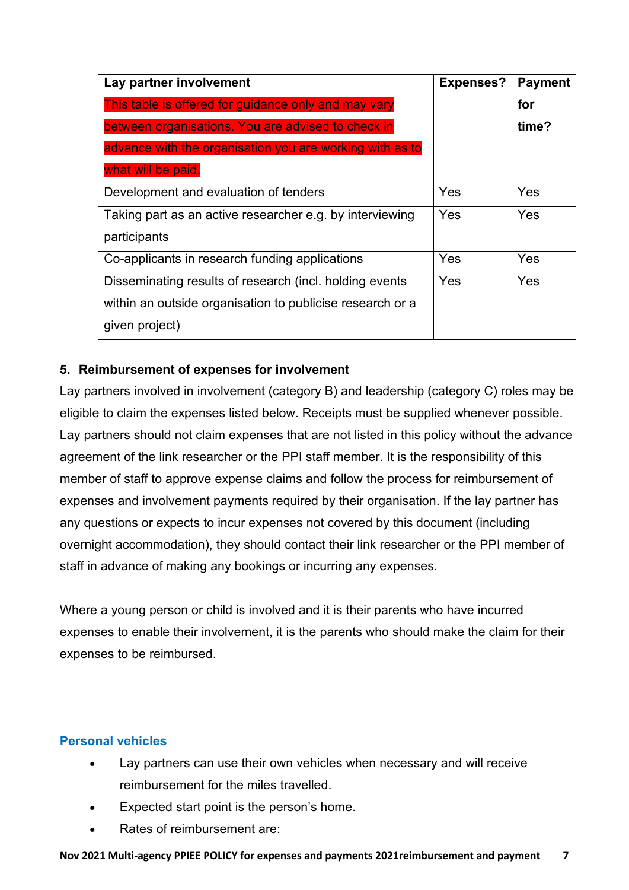| Lay partner involvement<br>This table is offered for guidance only and may vary between organisations. You are advised to check in advance with the organisation you are working with as to what will be paid. | Expenses? | Payment for time? |
|---|---|---|
| Development and evaluation of tenders | Yes | Yes |
| Taking part as an active researcher e.g. by interviewing participants | Yes | Yes |
| Co-applicants in research funding applications | Yes | Yes |
| Disseminating results of research (incl. holding events within an outside organisation to publicise research or a given project) | Yes | Yes |

## 5. Reimbursement of expenses for involvement

Lay partners involved in involvement (category B) and leadership (category C) roles may be eligible to claim the expenses listed below. Receipts must be supplied whenever possible. Lay partners should not claim expenses that are not listed in this policy without the advance agreement of the link researcher or the PPI staff member. It is the responsibility of this member of staff to approve expense claims and follow the process for reimbursement of expenses and involvement payments required by their organisation. If the lay partner has any questions or expects to incur expenses not covered by this document (including overnight accommodation), they should contact their link researcher or the PPI member of staff in advance of making any bookings or incurring any expenses.

Where a young person or child is involved and it is their parents who have incurred expenses to enable their involvement, it is the parents who should make the claim for their expenses to be reimbursed.

### Personal vehicles

- Lay partners can use their own vehicles when necessary and will receive reimbursement for the miles travelled.
- Expected start point is the person's home.
- Rates of reimbursement are: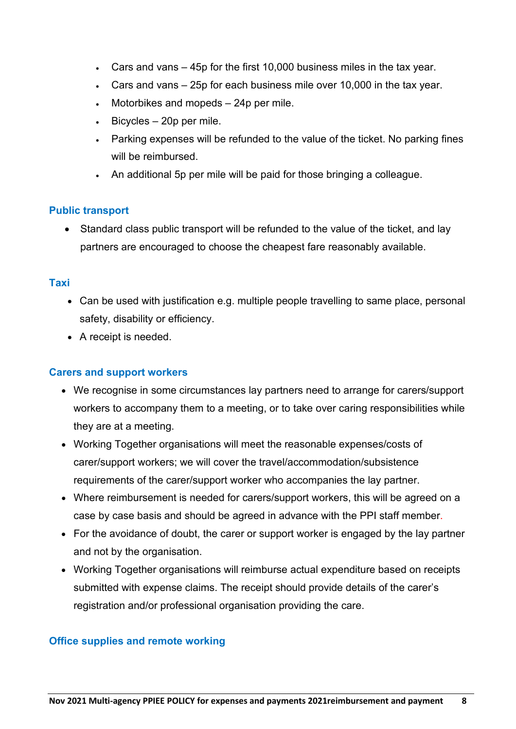- Cars and vans – 45p for the first 10,000 business miles in the tax year.
- Cars and vans – 25p for each business mile over 10,000 in the tax year.
- Motorbikes and mopeds – 24p per mile.
- Bicycles – 20p per mile.
- Parking expenses will be refunded to the value of the ticket. No parking fines will be reimbursed.
- An additional 5p per mile will be paid for those bringing a colleague.

### Public transport

- Standard class public transport will be refunded to the value of the ticket, and lay partners are encouraged to choose the cheapest fare reasonably available.

### Taxi

- Can be used with justification e.g. multiple people travelling to same place, personal safety, disability or efficiency.
- A receipt is needed.

### Carers and support workers

- We recognise in some circumstances lay partners need to arrange for carers/support workers to accompany them to a meeting, or to take over caring responsibilities while they are at a meeting.
- Working Together organisations will meet the reasonable expenses/costs of carer/support workers; we will cover the travel/accommodation/subsistence requirements of the carer/support worker who accompanies the lay partner.
- Where reimbursement is needed for carers/support workers, this will be agreed on a case by case basis and should be agreed in advance with the PPI staff member.
- For the avoidance of doubt, the carer or support worker is engaged by the lay partner and not by the organisation.
- Working Together organisations will reimburse actual expenditure based on receipts submitted with expense claims. The receipt should provide details of the carer's registration and/or professional organisation providing the care.

### Office supplies and remote working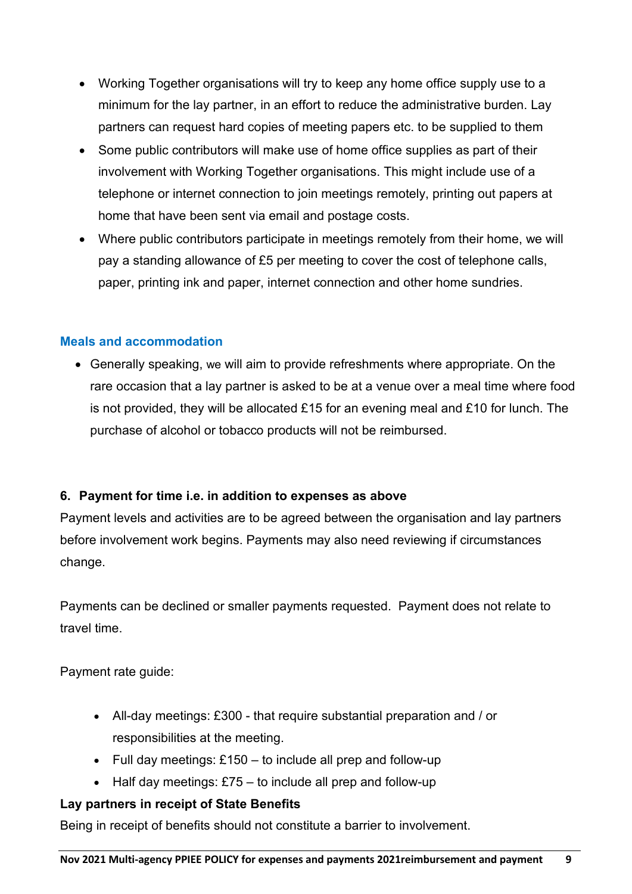- Working Together organisations will try to keep any home office supply use to a minimum for the lay partner, in an effort to reduce the administrative burden. Lay partners can request hard copies of meeting papers etc. to be supplied to them
- Some public contributors will make use of home office supplies as part of their involvement with Working Together organisations. This might include use of a telephone or internet connection to join meetings remotely, printing out papers at home that have been sent via email and postage costs.
- Where public contributors participate in meetings remotely from their home, we will pay a standing allowance of £5 per meeting to cover the cost of telephone calls, paper, printing ink and paper, internet connection and other home sundries.

### Meals and accommodation

- Generally speaking, we will aim to provide refreshments where appropriate. On the rare occasion that a lay partner is asked to be at a venue over a meal time where food is not provided, they will be allocated £15 for an evening meal and £10 for lunch. The purchase of alcohol or tobacco products will not be reimbursed.

## 6. Payment for time i.e. in addition to expenses as above

Payment levels and activities are to be agreed between the organisation and lay partners before involvement work begins. Payments may also need reviewing if circumstances change.

Payments can be declined or smaller payments requested. Payment does not relate to travel time.

Payment rate guide:

- All-day meetings: £300 - that require substantial preparation and / or responsibilities at the meeting.
- Full day meetings: £150 – to include all prep and follow-up
- Half day meetings: £75 – to include all prep and follow-up

**Lay partners in receipt of State Benefits**

Being in receipt of benefits should not constitute a barrier to involvement.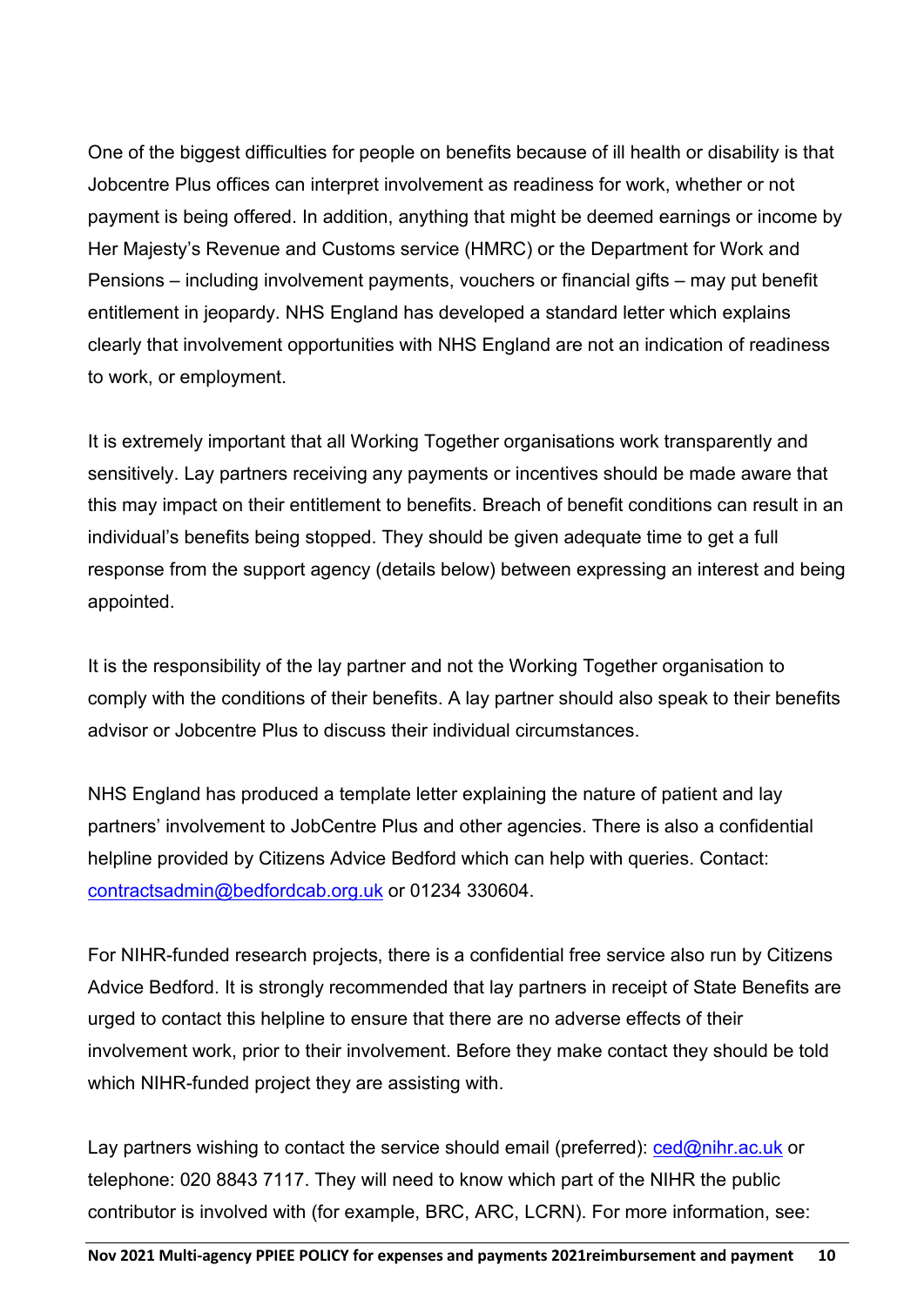One of the biggest difficulties for people on benefits because of ill health or disability is that Jobcentre Plus offices can interpret involvement as readiness for work, whether or not payment is being offered. In addition, anything that might be deemed earnings or income by Her Majesty's Revenue and Customs service (HMRC) or the Department for Work and Pensions – including involvement payments, vouchers or financial gifts – may put benefit entitlement in jeopardy. NHS England has developed a standard letter which explains clearly that involvement opportunities with NHS England are not an indication of readiness to work, or employment.

It is extremely important that all Working Together organisations work transparently and sensitively. Lay partners receiving any payments or incentives should be made aware that this may impact on their entitlement to benefits. Breach of benefit conditions can result in an individual's benefits being stopped. They should be given adequate time to get a full response from the support agency (details below) between expressing an interest and being appointed.

It is the responsibility of the lay partner and not the Working Together organisation to comply with the conditions of their benefits. A lay partner should also speak to their benefits advisor or Jobcentre Plus to discuss their individual circumstances.

NHS England has produced a template letter explaining the nature of patient and lay partners' involvement to JobCentre Plus and other agencies. There is also a confidential helpline provided by Citizens Advice Bedford which can help with queries. Contact: [contractsadmin@bedfordcab.org.uk](mailto:contractsadmin@bedfordcab.org.uk) or 01234 330604.

For NIHR-funded research projects, there is a confidential free service also run by Citizens Advice Bedford. It is strongly recommended that lay partners in receipt of State Benefits are urged to contact this helpline to ensure that there are no adverse effects of their involvement work, prior to their involvement. Before they make contact they should be told which NIHR-funded project they are assisting with.

Lay partners wishing to contact the service should email (preferred): [ced@nihr.ac.uk](mailto:ced@nihr.ac.uk) or telephone: 020 8843 7117. They will need to know which part of the NIHR the public contributor is involved with (for example, BRC, ARC, LCRN). For more information, see: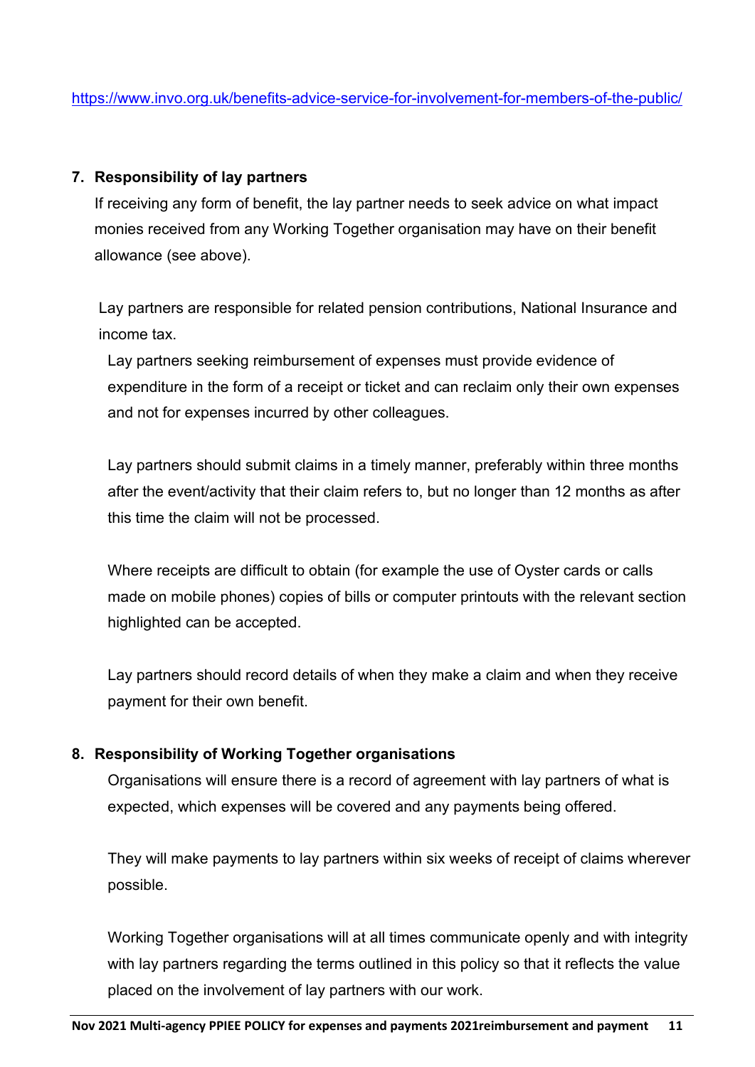https://www.invo.org.uk/benefits-advice-service-for-involvement-for-members-of-the-public/

## 7. Responsibility of lay partners

If receiving any form of benefit, the lay partner needs to seek advice on what impact monies received from any Working Together organisation may have on their benefit allowance (see above).

Lay partners are responsible for related pension contributions, National Insurance and income tax.

Lay partners seeking reimbursement of expenses must provide evidence of expenditure in the form of a receipt or ticket and can reclaim only their own expenses and not for expenses incurred by other colleagues.

Lay partners should submit claims in a timely manner, preferably within three months after the event/activity that their claim refers to, but no longer than 12 months as after this time the claim will not be processed.

Where receipts are difficult to obtain (for example the use of Oyster cards or calls made on mobile phones) copies of bills or computer printouts with the relevant section highlighted can be accepted.

Lay partners should record details of when they make a claim and when they receive payment for their own benefit.

## 8. Responsibility of Working Together organisations

Organisations will ensure there is a record of agreement with lay partners of what is expected, which expenses will be covered and any payments being offered.

They will make payments to lay partners within six weeks of receipt of claims wherever possible.

Working Together organisations will at all times communicate openly and with integrity with lay partners regarding the terms outlined in this policy so that it reflects the value placed on the involvement of lay partners with our work.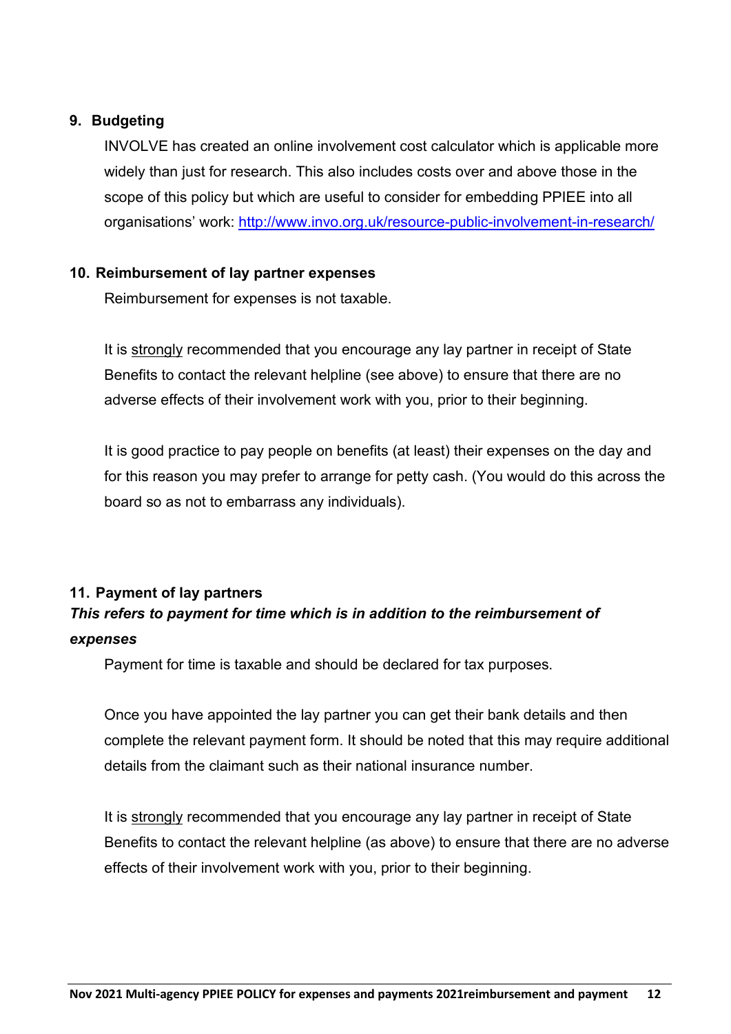## 9. Budgeting

INVOLVE has created an online involvement cost calculator which is applicable more widely than just for research. This also includes costs over and above those in the scope of this policy but which are useful to consider for embedding PPIEE into all organisations' work: [http://www.invo.org.uk/resource-public-involvement-in-research/](http://www.invo.org.uk/resource-public-involvement-in-research/)

## 10. Reimbursement of lay partner expenses

Reimbursement for expenses is not taxable.

It is strongly recommended that you encourage any lay partner in receipt of State Benefits to contact the relevant helpline (see above) to ensure that there are no adverse effects of their involvement work with you, prior to their beginning.

It is good practice to pay people on benefits (at least) their expenses on the day and for this reason you may prefer to arrange for petty cash. (You would do this across the board so as not to embarrass any individuals).

## 11. Payment of lay partners

***This refers to payment for time which is in addition to the reimbursement of expenses***

Payment for time is taxable and should be declared for tax purposes.

Once you have appointed the lay partner you can get their bank details and then complete the relevant payment form. It should be noted that this may require additional details from the claimant such as their national insurance number.

It is strongly recommended that you encourage any lay partner in receipt of State Benefits to contact the relevant helpline (as above) to ensure that there are no adverse effects of their involvement work with you, prior to their beginning.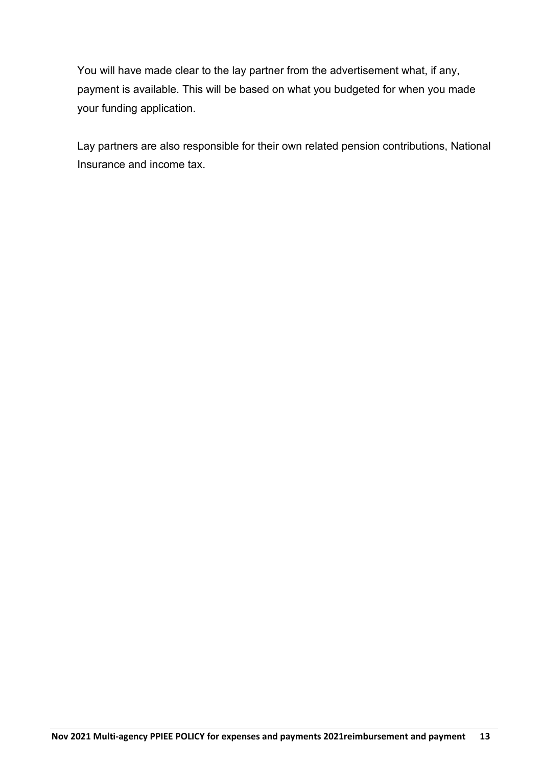You will have made clear to the lay partner from the advertisement what, if any, payment is available. This will be based on what you budgeted for when you made your funding application.

Lay partners are also responsible for their own related pension contributions, National Insurance and income tax.